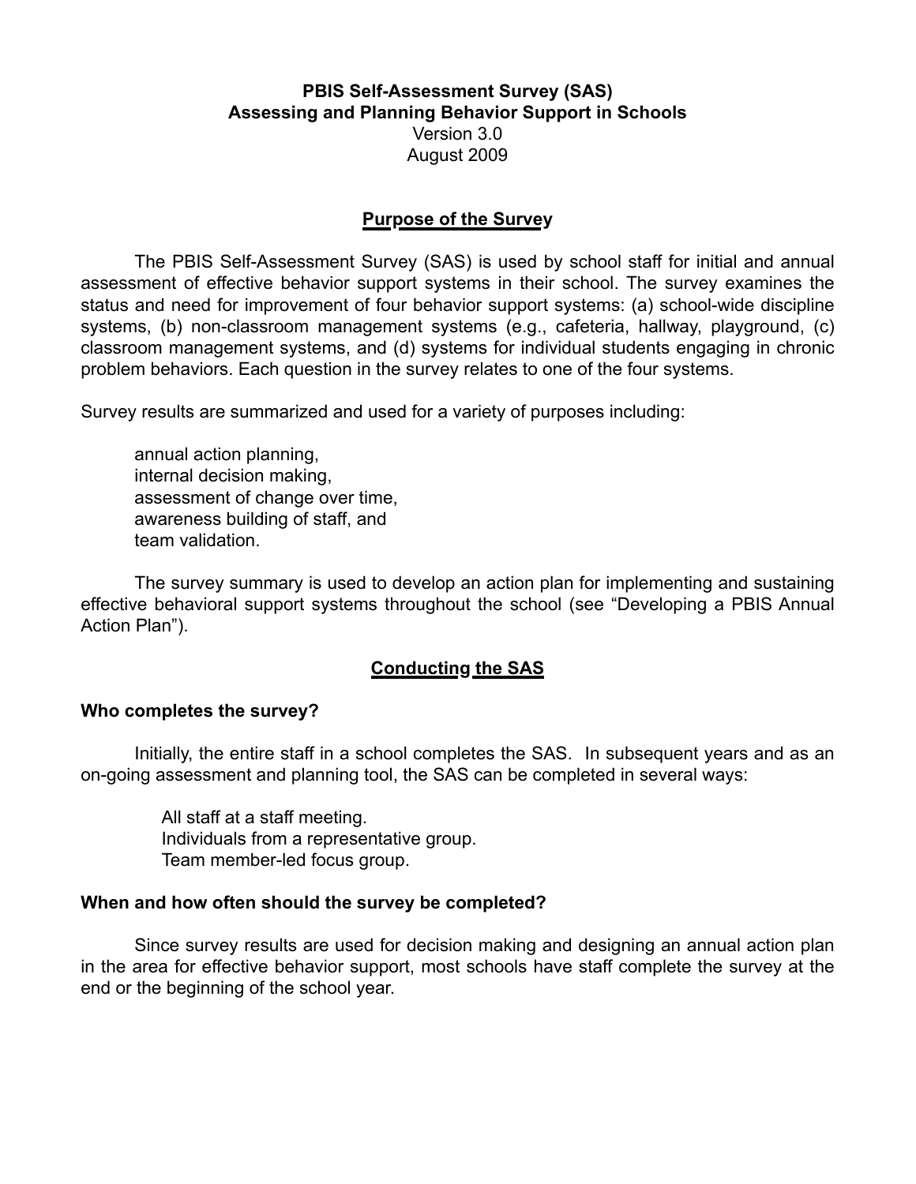# PBIS Self-Assessment Survey (SAS)
# Assessing and Planning Behavior Support in Schools

Version 3.0
August 2009

## Purpose of the Survey

The PBIS Self-Assessment Survey (SAS) is used by school staff for initial and annual assessment of effective behavior support systems in their school. The survey examines the status and need for improvement of four behavior support systems: (a) school-wide discipline systems, (b) non-classroom management systems (e.g., cafeteria, hallway, playground, (c) classroom management systems, and (d) systems for individual students engaging in chronic problem behaviors. Each question in the survey relates to one of the four systems.

Survey results are summarized and used for a variety of purposes including:

annual action planning,
internal decision making,
assessment of change over time,
awareness building of staff, and
team validation.

The survey summary is used to develop an action plan for implementing and sustaining effective behavioral support systems throughout the school (see "Developing a PBIS Annual Action Plan").

## Conducting the SAS

### Who completes the survey?

Initially, the entire staff in a school completes the SAS. In subsequent years and as an on-going assessment and planning tool, the SAS can be completed in several ways:

All staff at a staff meeting.
Individuals from a representative group.
Team member-led focus group.

### When and how often should the survey be completed?

Since survey results are used for decision making and designing an annual action plan in the area for effective behavior support, most schools have staff complete the survey at the end or the beginning of the school year.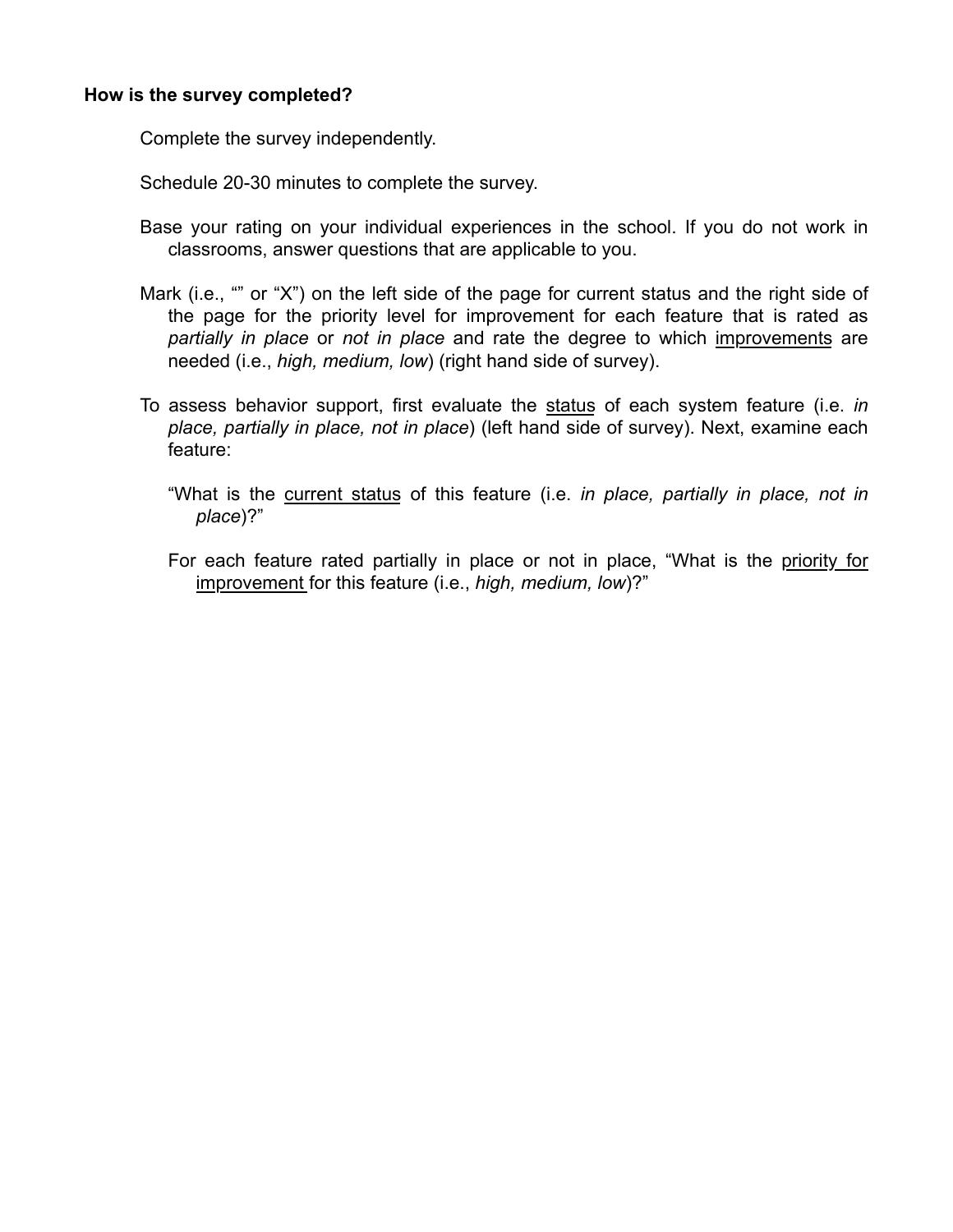**How is the survey completed?**

Complete the survey independently.

Schedule 20-30 minutes to complete the survey.

Base your rating on your individual experiences in the school. If you do not work in classrooms, answer questions that are applicable to you.

Mark (i.e., "" or "X") on the left side of the page for current status and the right side of the page for the priority level for improvement for each feature that is rated as *partially in place* or *not in place* and rate the degree to which improvements are needed (i.e., *high, medium, low*) (right hand side of survey).

To assess behavior support, first evaluate the status of each system feature (i.e. *in place, partially in place, not in place*) (left hand side of survey). Next, examine each feature:

"What is the current status of this feature (i.e. *in place, partially in place, not in place*)?"

For each feature rated partially in place or not in place, "What is the priority for improvement for this feature (i.e., *high, medium, low*)?"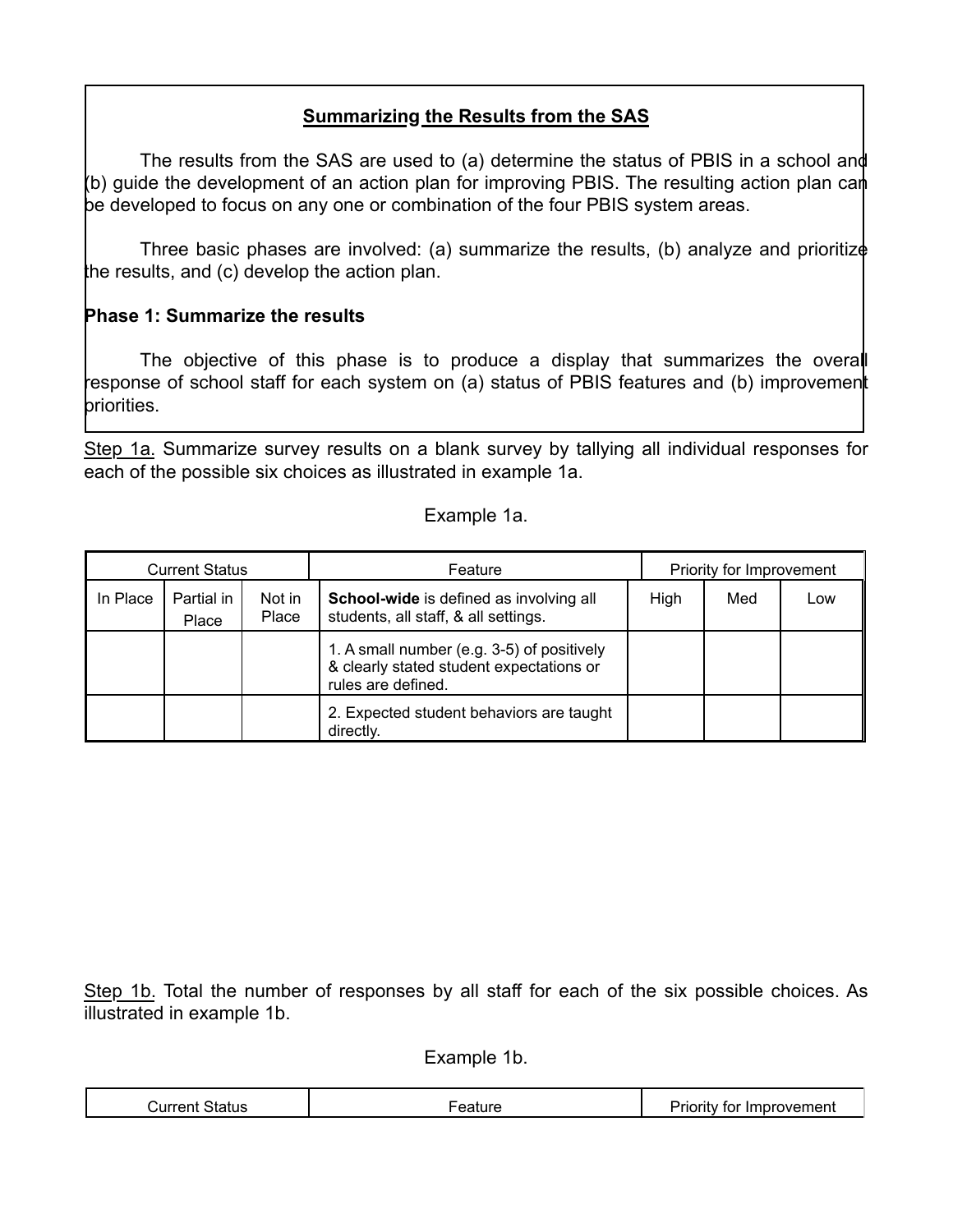## Summarizing the Results from the SAS

The results from the SAS are used to (a) determine the status of PBIS in a school and (b) guide the development of an action plan for improving PBIS. The resulting action plan can be developed to focus on any one or combination of the four PBIS system areas.

Three basic phases are involved: (a) summarize the results, (b) analyze and prioritize the results, and (c) develop the action plan.

### Phase 1: Summarize the results

The objective of this phase is to produce a display that summarizes the overall response of school staff for each system on (a) status of PBIS features and (b) improvement priorities.

Step 1a. Summarize survey results on a blank survey by tallying all individual responses for each of the possible six choices as illustrated in example 1a.

Example 1a.

| Current Status | | | Feature | Priority for Improvement | | |
|---|---|---|---|---|---|---|
| In Place | Partial in Place | Not in Place | **School-wide** is defined as involving all students, all staff, & all settings. | High | Med | Low |
| | | | 1. A small number (e.g. 3-5) of positively & clearly stated student expectations or rules are defined. | | | |
| | | | 2. Expected student behaviors are taught directly. | | | |

Step 1b. Total the number of responses by all staff for each of the six possible choices. As illustrated in example 1b.

Example 1b.

| Current Status | Feature | Priority for Improvement |
|---|---|---|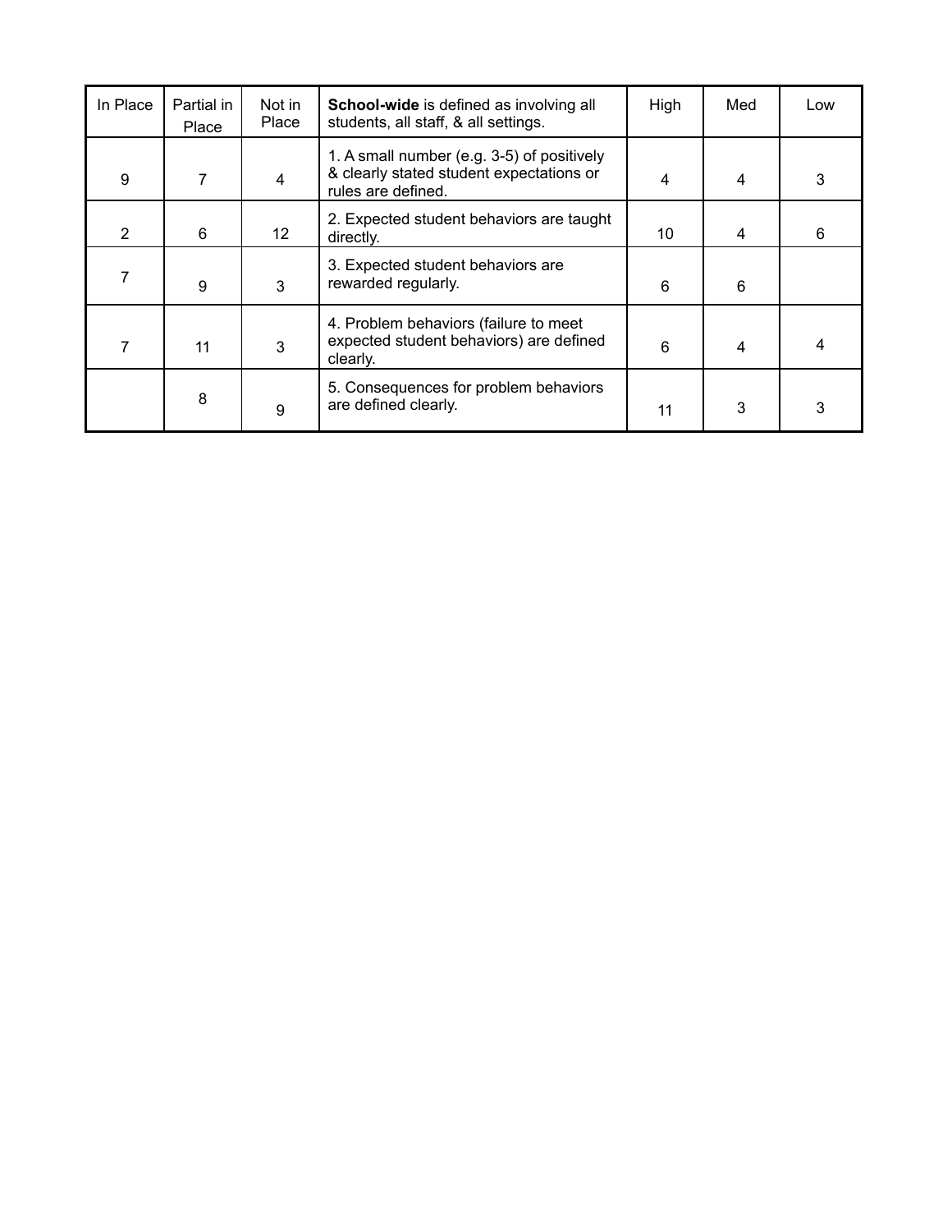| In Place | Partial in Place | Not in Place | **School-wide** is defined as involving all students, all staff, & all settings. | High | Med | Low |
|---|---|---|---|---|---|---|
| 9 | 7 | 4 | 1. A small number (e.g. 3-5) of positively & clearly stated student expectations or rules are defined. | 4 | 4 | 3 |
| 2 | 6 | 12 | 2. Expected student behaviors are taught directly. | 10 | 4 | 6 |
| 7 | 9 | 3 | 3. Expected student behaviors are rewarded regularly. | 6 | 6 | |
| 7 | 11 | 3 | 4. Problem behaviors (failure to meet expected student behaviors) are defined clearly. | 6 | 4 | 4 |
| | 8 | 9 | 5. Consequences for problem behaviors are defined clearly. | 11 | 3 | 3 |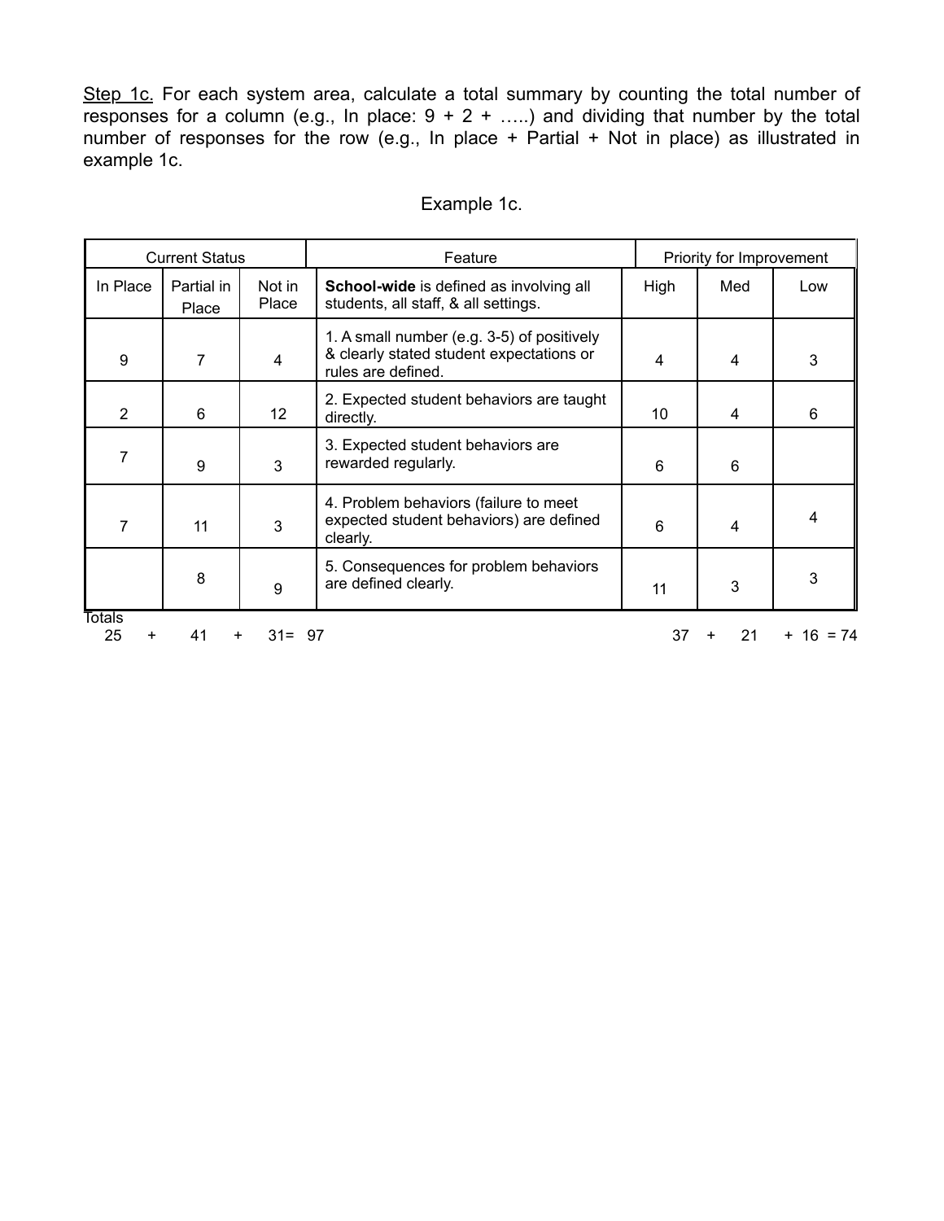Step 1c. For each system area, calculate a total summary by counting the total number of responses for a column (e.g., In place: 9 + 2 + …..) and dividing that number by the total number of responses for the row (e.g., In place + Partial + Not in place) as illustrated in example 1c.

Example 1c.

| Current Status | | | Feature | Priority for Improvement | | |
|---|---|---|---|---|---|---|
| In Place | Partial in Place | Not in Place | **School-wide** is defined as involving all students, all staff, & all settings. | High | Med | Low |
| 9 | 7 | 4 | 1. A small number (e.g. 3-5) of positively & clearly stated student expectations or rules are defined. | 4 | 4 | 3 |
| 2 | 6 | 12 | 2. Expected student behaviors are taught directly. | 10 | 4 | 6 |
| 7 | 9 | 3 | 3. Expected student behaviors are rewarded regularly. | 6 | 6 | |
| 7 | 11 | 3 | 4. Problem behaviors (failure to meet expected student behaviors) are defined clearly. | 6 | 4 | 4 |
| | 8 | 9 | 5. Consequences for problem behaviors are defined clearly. | 11 | 3 | 3 |

Totals

25 + 41 + 31= 97 &nbsp;&nbsp;&nbsp;&nbsp;&nbsp;&nbsp;&nbsp;&nbsp; 37 + 21 + 16 = 74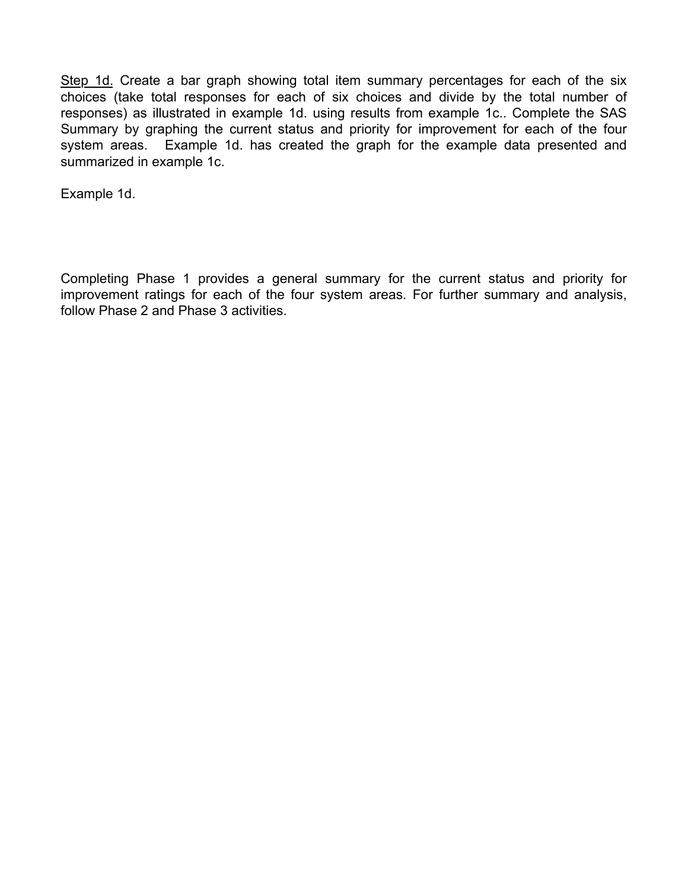<u>Step 1d.</u> Create a bar graph showing total item summary percentages for each of the six choices (take total responses for each of six choices and divide by the total number of responses) as illustrated in example 1d. using results from example 1c.. Complete the SAS Summary by graphing the current status and priority for improvement for each of the four system areas. Example 1d. has created the graph for the example data presented and summarized in example 1c.

Example 1d.

Completing Phase 1 provides a general summary for the current status and priority for improvement ratings for each of the four system areas. For further summary and analysis, follow Phase 2 and Phase 3 activities.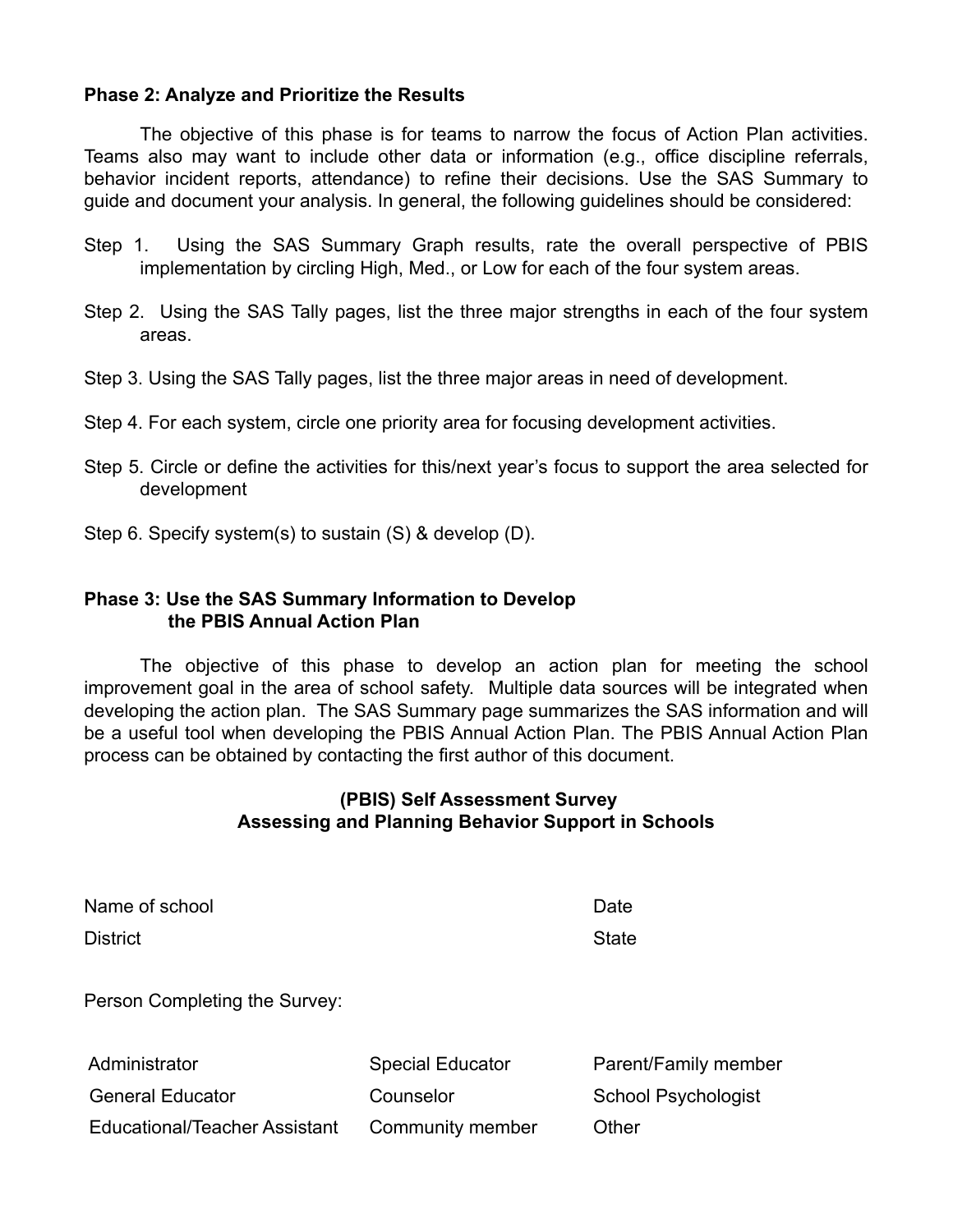**Phase 2: Analyze and Prioritize the Results**

The objective of this phase is for teams to narrow the focus of Action Plan activities. Teams also may want to include other data or information (e.g., office discipline referrals, behavior incident reports, attendance) to refine their decisions. Use the SAS Summary to guide and document your analysis. In general, the following guidelines should be considered:

Step 1. Using the SAS Summary Graph results, rate the overall perspective of PBIS implementation by circling High, Med., or Low for each of the four system areas.

Step 2. Using the SAS Tally pages, list the three major strengths in each of the four system areas.

Step 3. Using the SAS Tally pages, list the three major areas in need of development.

Step 4. For each system, circle one priority area for focusing development activities.

Step 5. Circle or define the activities for this/next year's focus to support the area selected for development

Step 6. Specify system(s) to sustain (S) & develop (D).

**Phase 3: Use the SAS Summary Information to Develop the PBIS Annual Action Plan**

The objective of this phase to develop an action plan for meeting the school improvement goal in the area of school safety. Multiple data sources will be integrated when developing the action plan. The SAS Summary page summarizes the SAS information and will be a useful tool when developing the PBIS Annual Action Plan. The PBIS Annual Action Plan process can be obtained by contacting the first author of this document.

**(PBIS) Self Assessment Survey**
**Assessing and Planning Behavior Support in Schools**

Name of school Date

District State

Person Completing the Survey:

| | | |
|---|---|---|
| Administrator | Special Educator | Parent/Family member |
| General Educator | Counselor | School Psychologist |
| Educational/Teacher Assistant | Community member | Other |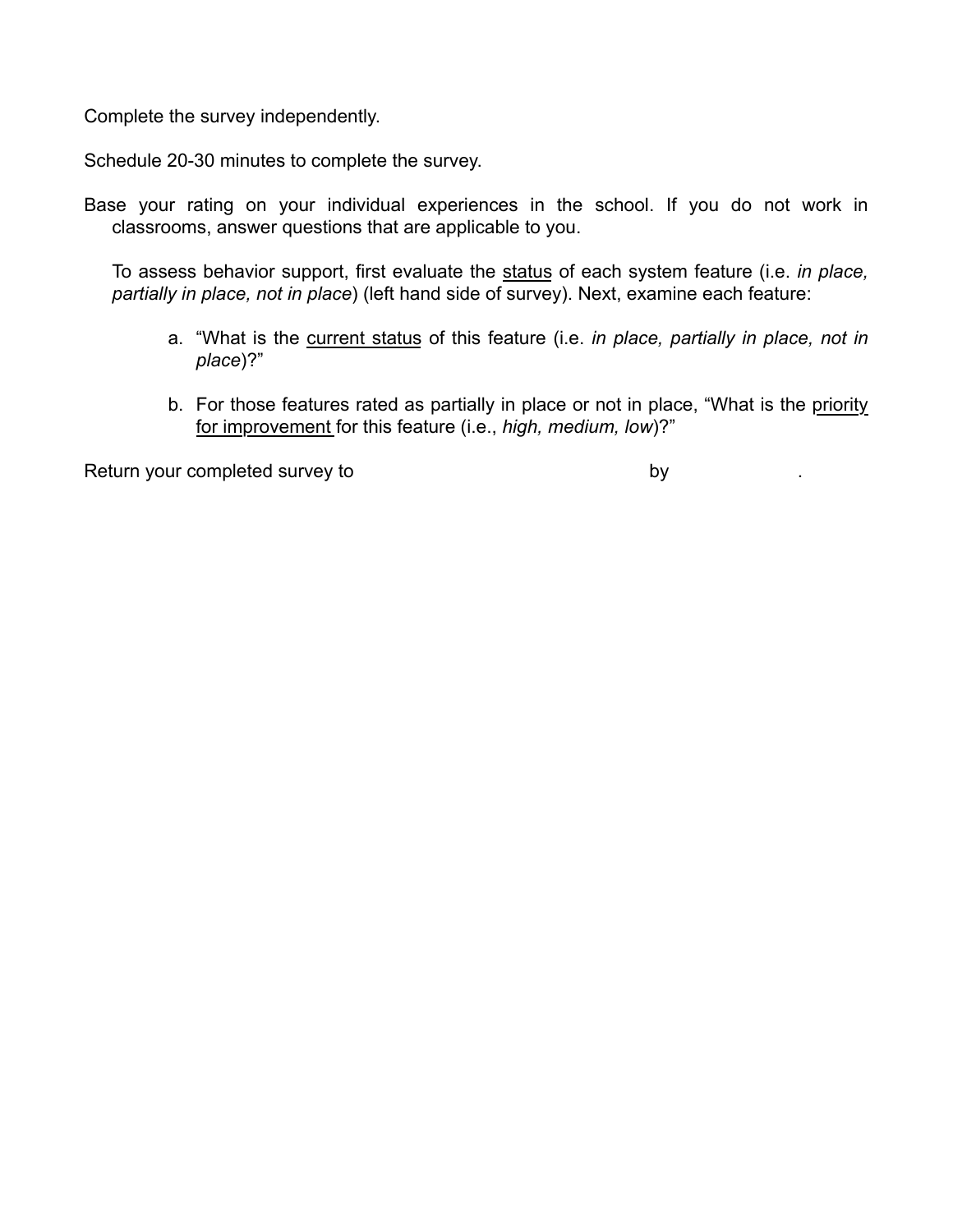Complete the survey independently.

Schedule 20-30 minutes to complete the survey.

Base your rating on your individual experiences in the school. If you do not work in classrooms, answer questions that are applicable to you.

To assess behavior support, first evaluate the <u>status</u> of each system feature (i.e. *in place, partially in place, not in place*) (left hand side of survey). Next, examine each feature:

a. “What is the <u>current status</u> of this feature (i.e. *in place, partially in place, not in place*)?”

b. For those features rated as partially in place or not in place, “What is the <u>priority for improvement</u> for this feature (i.e., *high, medium, low*)?”

Return your completed survey to ____________________ by ____________.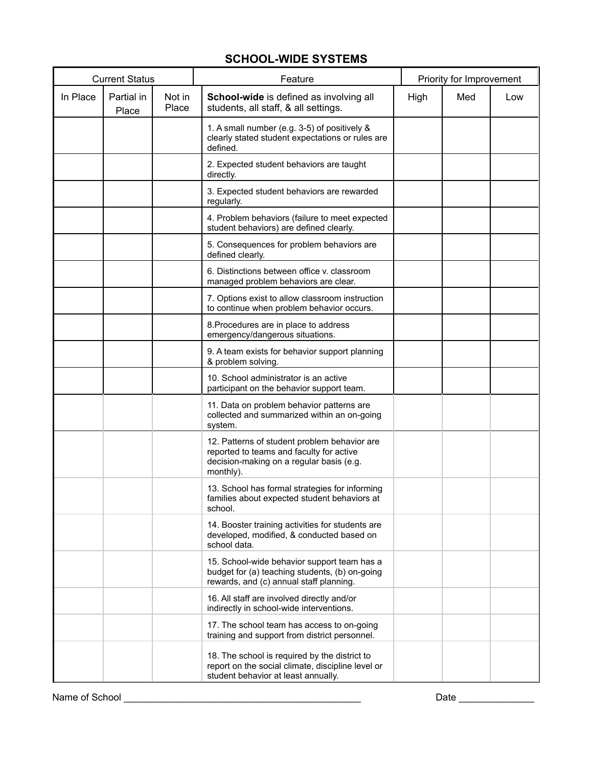# SCHOOL-WIDE SYSTEMS

| Current Status | | | Feature | Priority for Improvement | | |
|---|---|---|---|---|---|---|
| In Place | Partial in Place | Not in Place | **School-wide** is defined as involving all students, all staff, & all settings. | High | Med | Low |
| | | | 1. A small number (e.g. 3-5) of positively & clearly stated student expectations or rules are defined. | | | |
| | | | 2. Expected student behaviors are taught directly. | | | |
| | | | 3. Expected student behaviors are rewarded regularly. | | | |
| | | | 4. Problem behaviors (failure to meet expected student behaviors) are defined clearly. | | | |
| | | | 5. Consequences for problem behaviors are defined clearly. | | | |
| | | | 6. Distinctions between office v. classroom managed problem behaviors are clear. | | | |
| | | | 7. Options exist to allow classroom instruction to continue when problem behavior occurs. | | | |
| | | | 8.Procedures are in place to address emergency/dangerous situations. | | | |
| | | | 9. A team exists for behavior support planning & problem solving. | | | |
| | | | 10. School administrator is an active participant on the behavior support team. | | | |
| | | | 11. Data on problem behavior patterns are collected and summarized within an on-going system. | | | |
| | | | 12. Patterns of student problem behavior are reported to teams and faculty for active decision-making on a regular basis (e.g. monthly). | | | |
| | | | 13. School has formal strategies for informing families about expected student behaviors at school. | | | |
| | | | 14. Booster training activities for students are developed, modified, & conducted based on school data. | | | |
| | | | 15. School-wide behavior support team has a budget for (a) teaching students, (b) on-going rewards, and (c) annual staff planning. | | | |
| | | | 16. All staff are involved directly and/or indirectly in school-wide interventions. | | | |
| | | | 17. The school team has access to on-going training and support from district personnel. | | | |
| | | | 18. The school is required by the district to report on the social climate, discipline level or student behavior at least annually. | | | |

Name of School _____________________________________________ Date ______________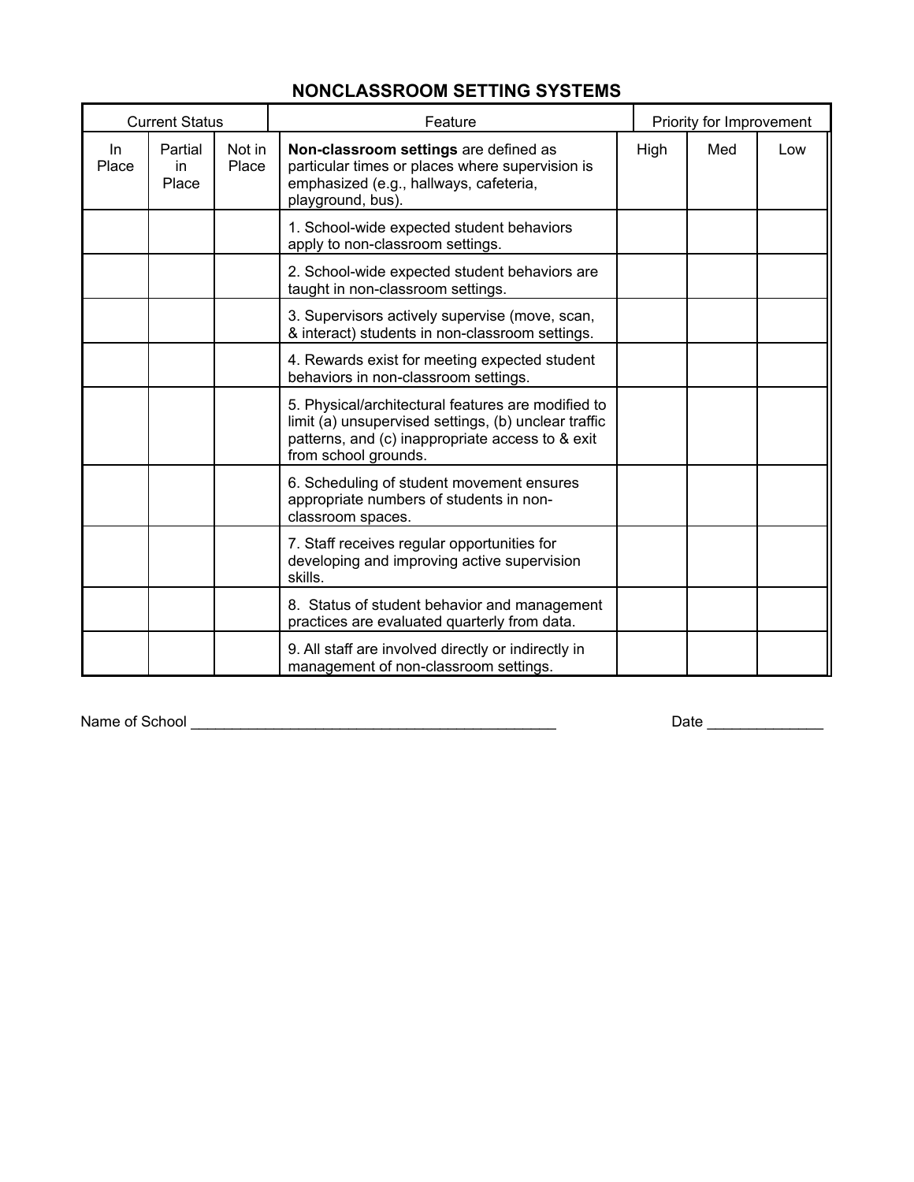## NONCLASSROOM SETTING SYSTEMS

| Current Status | | | Feature | Priority for Improvement | | |
|---|---|---|---|---|---|---|
| In Place | Partial in Place | Not in Place | **Non-classroom settings** are defined as particular times or places where supervision is emphasized (e.g., hallways, cafeteria, playground, bus). | High | Med | Low |
| | | | 1. School-wide expected student behaviors apply to non-classroom settings. | | | |
| | | | 2. School-wide expected student behaviors are taught in non-classroom settings. | | | |
| | | | 3. Supervisors actively supervise (move, scan, & interact) students in non-classroom settings. | | | |
| | | | 4. Rewards exist for meeting expected student behaviors in non-classroom settings. | | | |
| | | | 5. Physical/architectural features are modified to limit (a) unsupervised settings, (b) unclear traffic patterns, and (c) inappropriate access to & exit from school grounds. | | | |
| | | | 6. Scheduling of student movement ensures appropriate numbers of students in non-classroom spaces. | | | |
| | | | 7. Staff receives regular opportunities for developing and improving active supervision skills. | | | |
| | | | 8. Status of student behavior and management practices are evaluated quarterly from data. | | | |
| | | | 9. All staff are involved directly or indirectly in management of non-classroom settings. | | | |

Name of School _______________________________________________ Date ______________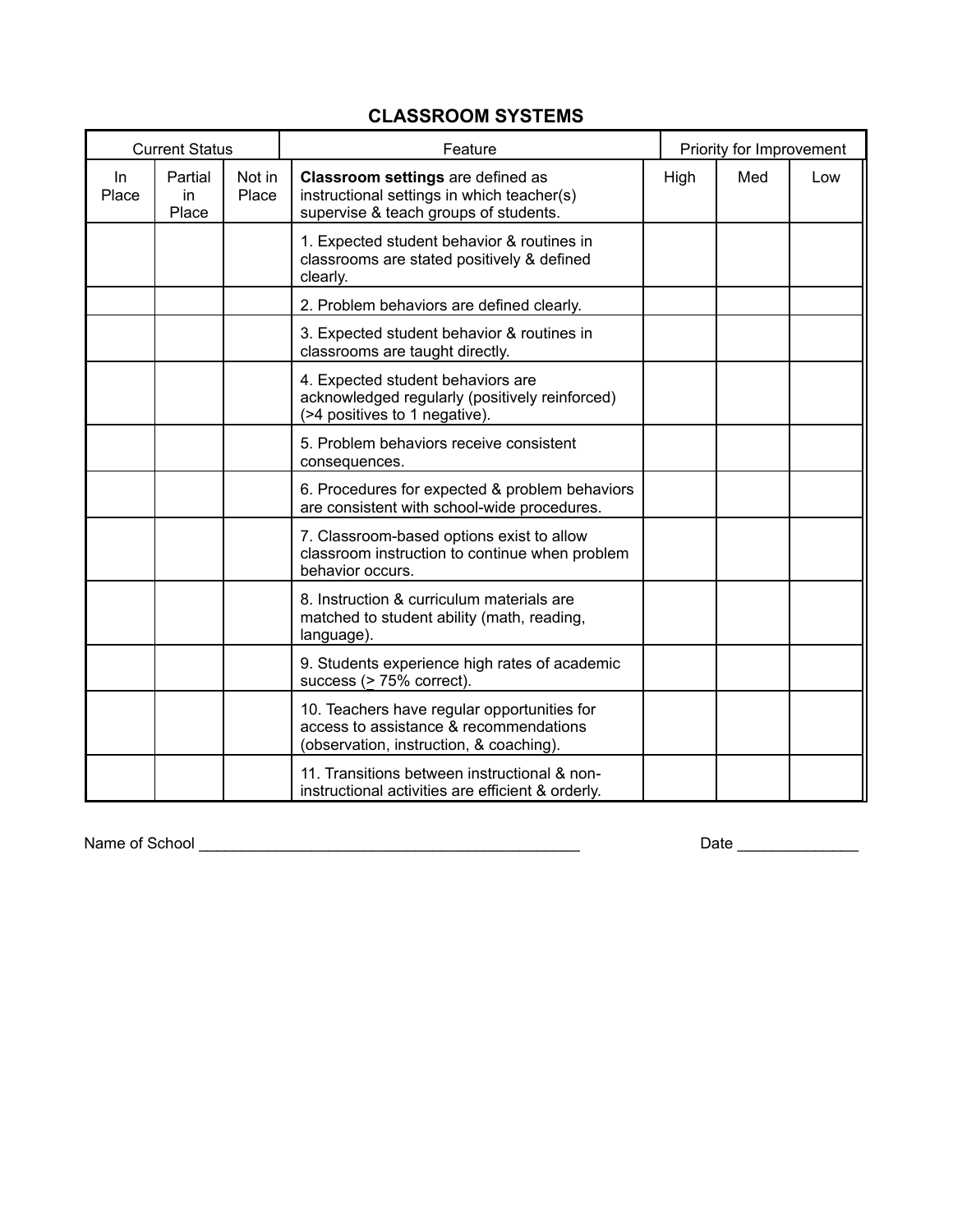## CLASSROOM SYSTEMS

| Current Status | | | Feature | Priority for Improvement | | |
|---|---|---|---|---|---|---|
| In Place | Partial in Place | Not in Place | **Classroom settings** are defined as instructional settings in which teacher(s) supervise & teach groups of students. | High | Med | Low |
| | | | 1. Expected student behavior & routines in classrooms are stated positively & defined clearly. | | | |
| | | | 2. Problem behaviors are defined clearly. | | | |
| | | | 3. Expected student behavior & routines in classrooms are taught directly. | | | |
| | | | 4. Expected student behaviors are acknowledged regularly (positively reinforced) (>4 positives to 1 negative). | | | |
| | | | 5. Problem behaviors receive consistent consequences. | | | |
| | | | 6. Procedures for expected & problem behaviors are consistent with school-wide procedures. | | | |
| | | | 7. Classroom-based options exist to allow classroom instruction to continue when problem behavior occurs. | | | |
| | | | 8. Instruction & curriculum materials are matched to student ability (math, reading, language). | | | |
| | | | 9. Students experience high rates of academic success (≥ 75% correct). | | | |
| | | | 10. Teachers have regular opportunities for access to assistance & recommendations (observation, instruction, & coaching). | | | |
| | | | 11. Transitions between instructional & non-instructional activities are efficient & orderly. | | | |

Name of School ______________________________________________ Date ______________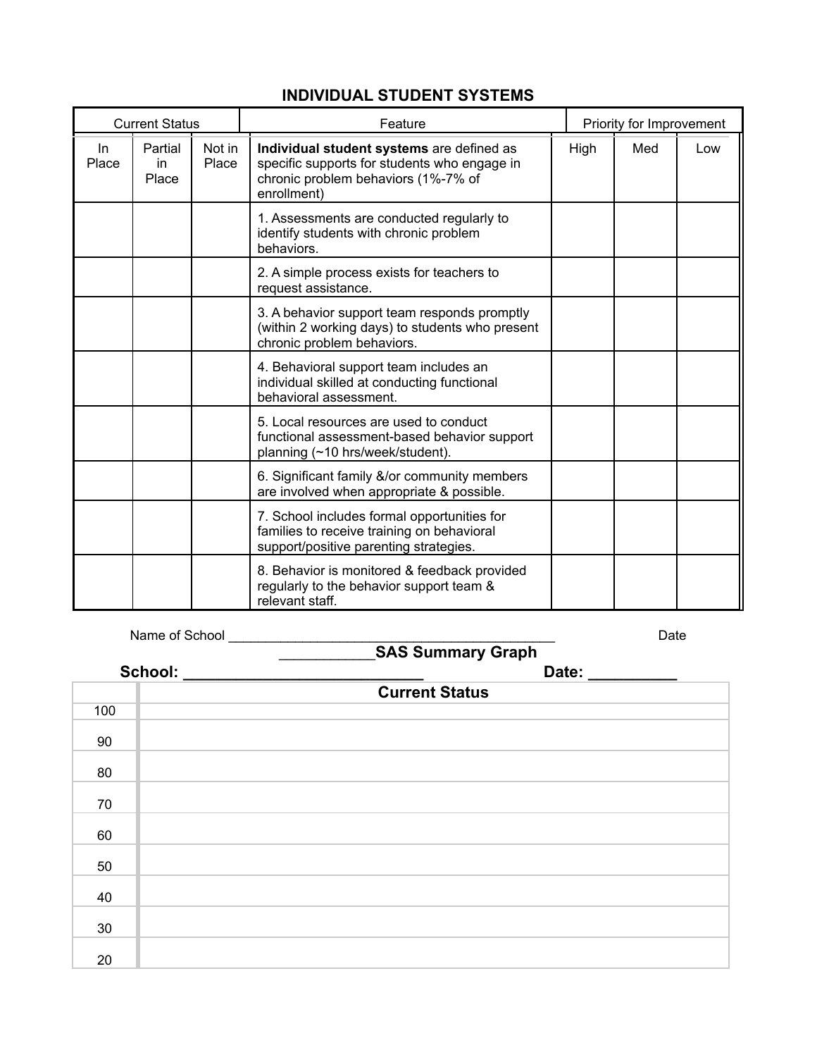## INDIVIDUAL STUDENT SYSTEMS

| Current Status | | | Feature | Priority for Improvement | | |
|---|---|---|---|---|---|---|
| In Place | Partial in Place | Not in Place | **Individual student systems** are defined as specific supports for students who engage in chronic problem behaviors (1%-7% of enrollment) | High | Med | Low |
| | | | 1. Assessments are conducted regularly to identify students with chronic problem behaviors. | | | |
| | | | 2. A simple process exists for teachers to request assistance. | | | |
| | | | 3. A behavior support team responds promptly (within 2 working days) to students who present chronic problem behaviors. | | | |
| | | | 4. Behavioral support team includes an individual skilled at conducting functional behavioral assessment. | | | |
| | | | 5. Local resources are used to conduct functional assessment-based behavior support planning (~10 hrs/week/student). | | | |
| | | | 6. Significant family &/or community members are involved when appropriate & possible. | | | |
| | | | 7. School includes formal opportunities for families to receive training on behavioral support/positive parenting strategies. | | | |
| | | | 8. Behavior is monitored & feedback provided regularly to the behavior support team & relevant staff. | | | |

Name of School ____________________________________________ Date

### ____________SAS Summary Graph

**School: ___________________________ Date: __________**

| | Current Status |
|---|---|
| 100 | |
| 90 | |
| 80 | |
| 70 | |
| 60 | |
| 50 | |
| 40 | |
| 30 | |
| 20 | |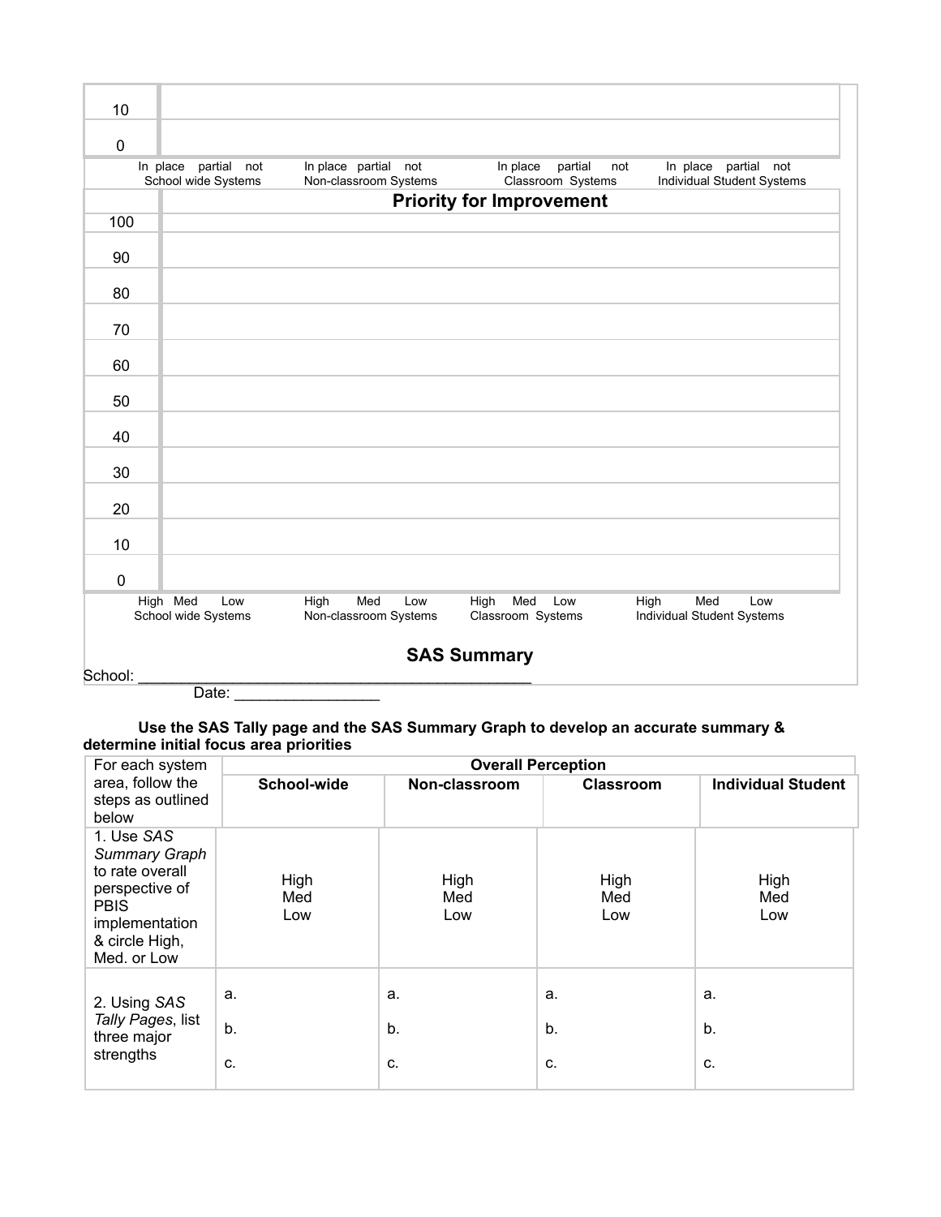| | |
|---|---|
| 10 | |
| 0 | |

In place partial not — School wide Systems | In place partial not — Non-classroom Systems | In place partial not — Classroom Systems | In place partial not — Individual Student Systems

## Priority for Improvement

| | |
|---|---|
| 100 | |
| 90 | |
| 80 | |
| 70 | |
| 60 | |
| 50 | |
| 40 | |
| 30 | |
| 20 | |
| 10 | |
| 0 | |

High Med Low — School wide Systems | High Med Low — Non-classroom Systems | High Med Low — Classroom Systems | High Med Low — Individual Student Systems

## SAS Summary

School: ___________________________________________

Date: ________________

**Use the SAS Tally page and the SAS Summary Graph to develop an accurate summary & determine initial focus area priorities**

| For each system area, follow the steps as outlined below | Overall Perception | | | |
|---|---|---|---|---|
| | **School-wide** | **Non-classroom** | **Classroom** | **Individual Student** |
| 1. Use *SAS Summary Graph* to rate overall perspective of PBIS implementation & circle High, Med. or Low | High<br>Med<br>Low | High<br>Med<br>Low | High<br>Med<br>Low | High<br>Med<br>Low |
| 2. Using *SAS Tally Pages*, list three major strengths | a.<br>b.<br>c. | a.<br>b.<br>c. | a.<br>b.<br>c. | a.<br>b.<br>c. |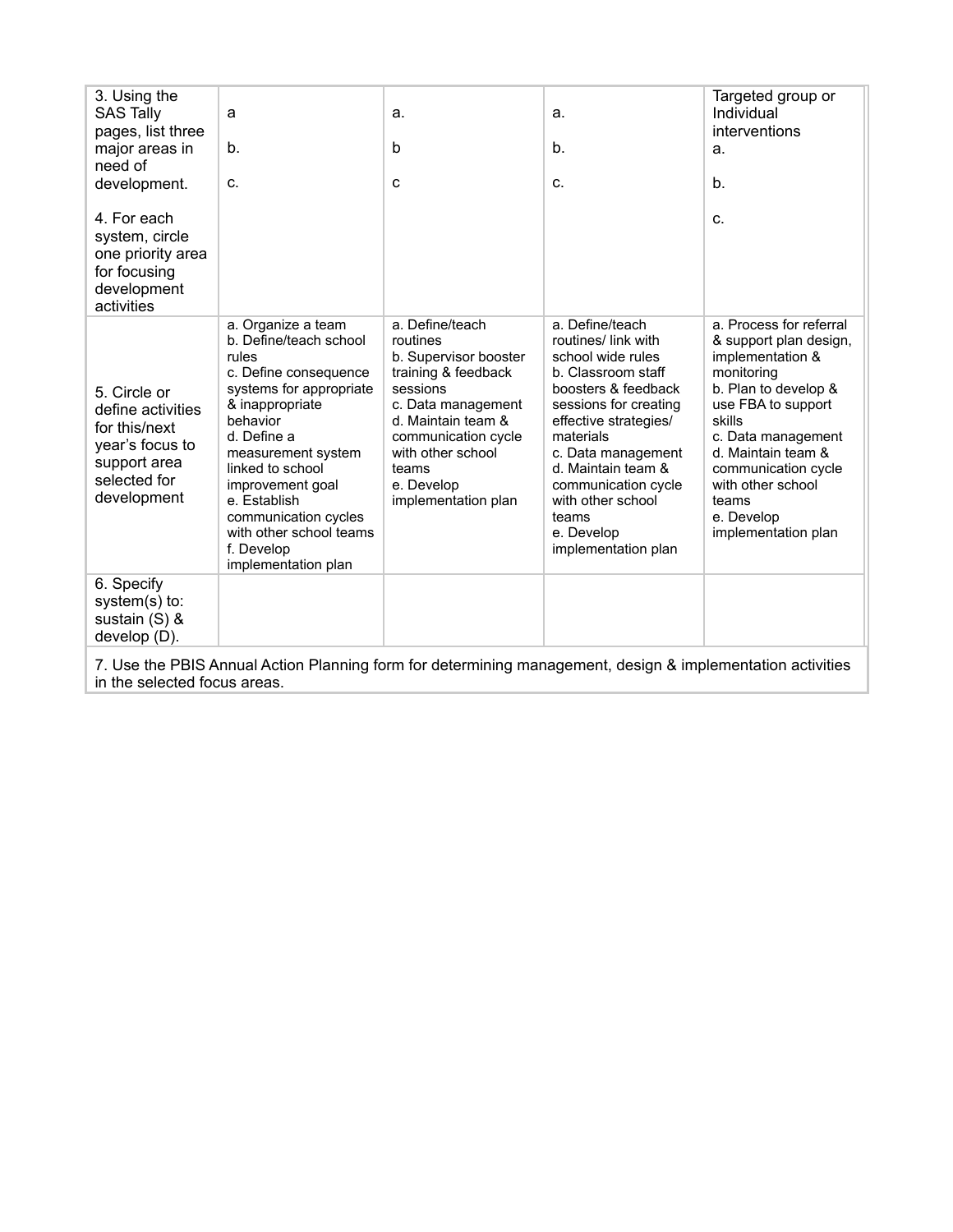| | | | | |
|---|---|---|---|---|
| 3. Using the SAS Tally pages, list three major areas in need of development.<br><br>4. For each system, circle one priority area for focusing development activities | a<br><br>b.<br><br>c. | a.<br><br>b<br><br>c | a.<br><br>b.<br><br>c. | Targeted group or Individual interventions<br>a.<br><br>b.<br><br>c. |
| 5. Circle or define activities for this/next year's focus to support area selected for development | a. Organize a team<br>b. Define/teach school rules<br>c. Define consequence systems for appropriate & inappropriate behavior<br>d. Define a measurement system linked to school improvement goal<br>e. Establish communication cycles with other school teams<br>f. Develop implementation plan | a. Define/teach routines<br>b. Supervisor booster training & feedback sessions<br>c. Data management<br>d. Maintain team & communication cycle with other school teams<br>e. Develop implementation plan | a. Define/teach routines/ link with school wide rules<br>b. Classroom staff boosters & feedback sessions for creating effective strategies/ materials<br>c. Data management<br>d. Maintain team & communication cycle with other school teams<br>e. Develop implementation plan | a. Process for referral & support plan design, implementation & monitoring<br>b. Plan to develop & use FBA to support skills<br>c. Data management<br>d. Maintain team & communication cycle with other school teams<br>e. Develop implementation plan |
| 6. Specify system(s) to: sustain (S) & develop (D). | | | | |
| 7. Use the PBIS Annual Action Planning form for determining management, design & implementation activities in the selected focus areas. | | | | |